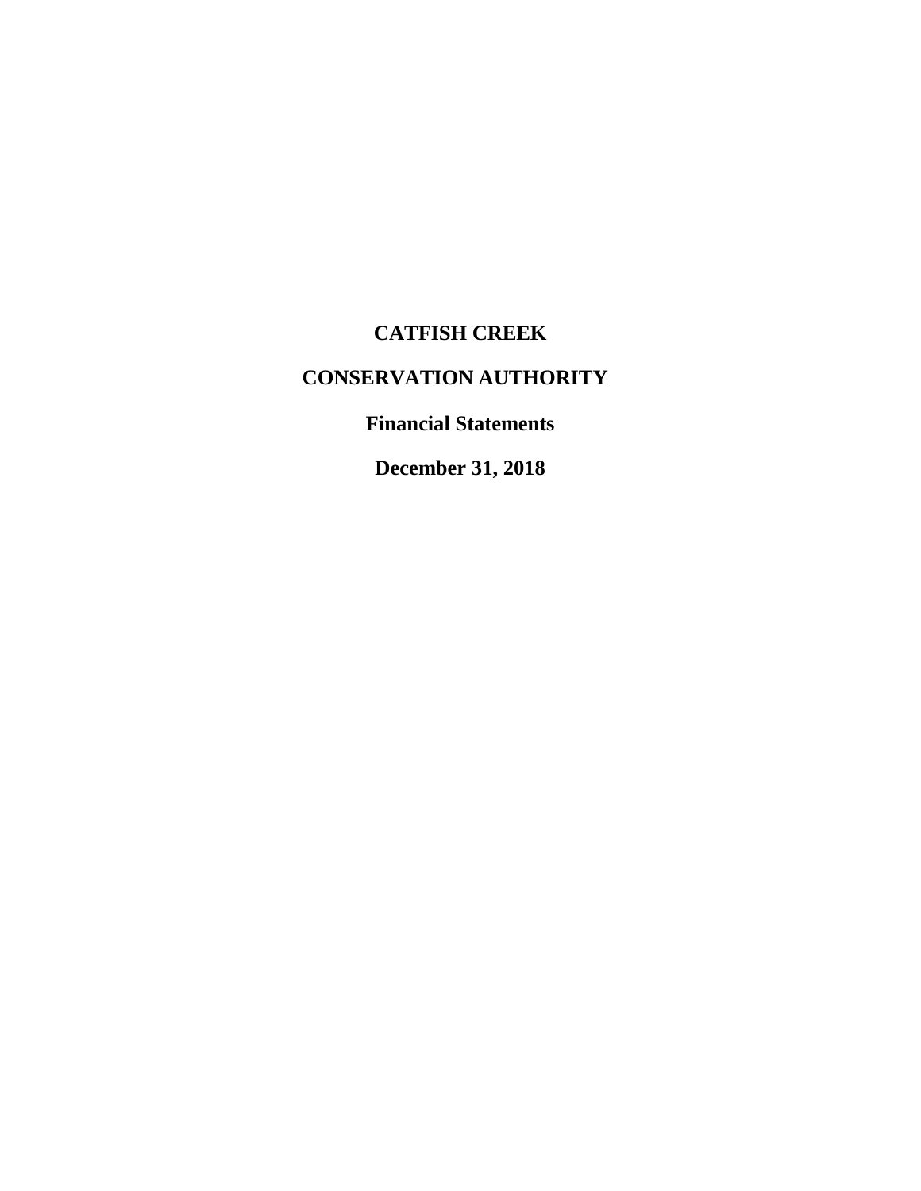# CATFISH CREEK

# CONSERVATION AUTHORITY

## Financial Statements

## December 31, 2018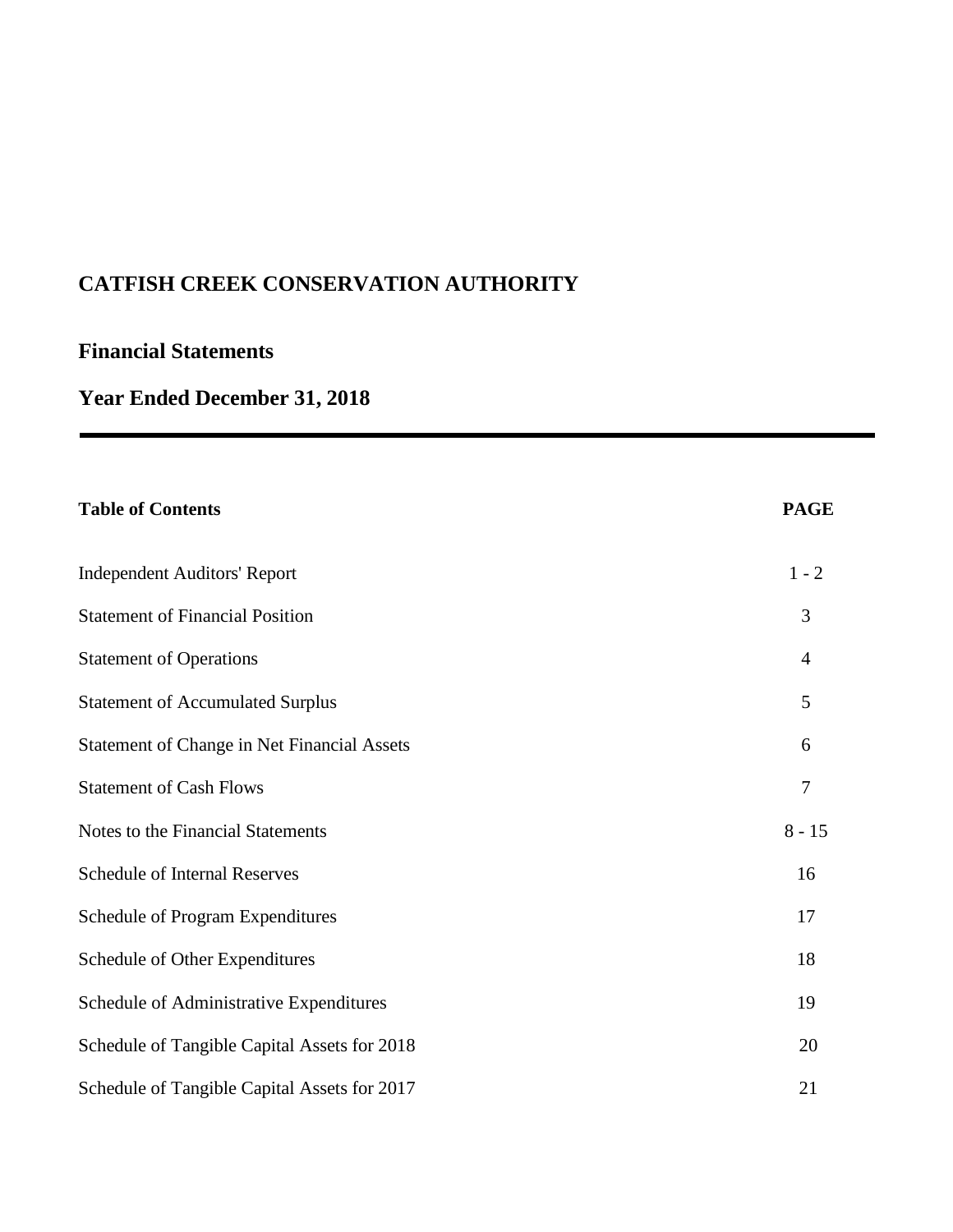# CATFISH CREEK CONSERVATION AUTHORITY

## Financial Statements

## Year Ended December 31, 2018

| Table of Contents | PAGE |
|---|---|
| Independent Auditors' Report | 1 - 2 |
| Statement of Financial Position | 3 |
| Statement of Operations | 4 |
| Statement of Accumulated Surplus | 5 |
| Statement of Change in Net Financial Assets | 6 |
| Statement of Cash Flows | 7 |
| Notes to the Financial Statements | 8 - 15 |
| Schedule of Internal Reserves | 16 |
| Schedule of Program Expenditures | 17 |
| Schedule of Other Expenditures | 18 |
| Schedule of Administrative Expenditures | 19 |
| Schedule of Tangible Capital Assets for 2018 | 20 |
| Schedule of Tangible Capital Assets for 2017 | 21 |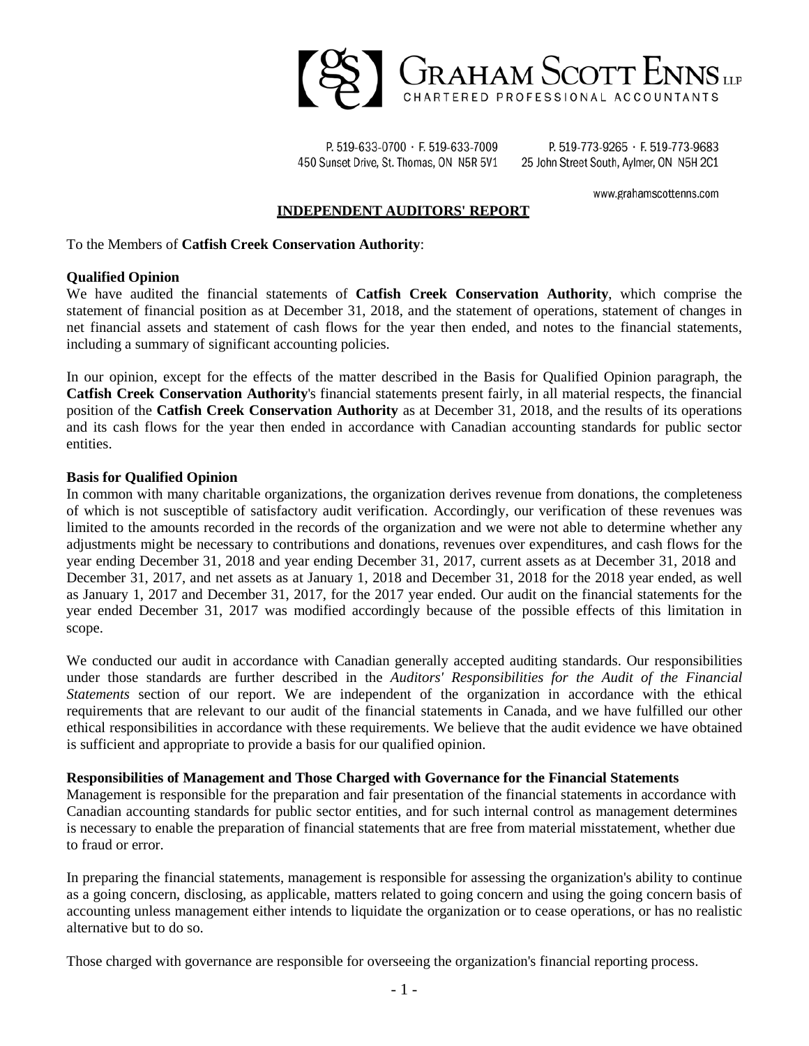**GRAHAM SCOTT ENNS LLP**
CHARTERED PROFESSIONAL ACCOUNTANTS

P. 519-633-0700 · F. 519-633-7009
450 Sunset Drive, St. Thomas, ON N5R 5V1

P. 519-773-9265 · F. 519-773-9683
25 John Street South, Aylmer, ON N5H 2C1

www.grahamscottenns.com

## INDEPENDENT AUDITORS' REPORT

To the Members of **Catfish Creek Conservation Authority**:

**Qualified Opinion**

We have audited the financial statements of **Catfish Creek Conservation Authority**, which comprise the statement of financial position as at December 31, 2018, and the statement of operations, statement of changes in net financial assets and statement of cash flows for the year then ended, and notes to the financial statements, including a summary of significant accounting policies.

In our opinion, except for the effects of the matter described in the Basis for Qualified Opinion paragraph, the **Catfish Creek Conservation Authority**'s financial statements present fairly, in all material respects, the financial position of the **Catfish Creek Conservation Authority** as at December 31, 2018, and the results of its operations and its cash flows for the year then ended in accordance with Canadian accounting standards for public sector entities.

**Basis for Qualified Opinion**

In common with many charitable organizations, the organization derives revenue from donations, the completeness of which is not susceptible of satisfactory audit verification. Accordingly, our verification of these revenues was limited to the amounts recorded in the records of the organization and we were not able to determine whether any adjustments might be necessary to contributions and donations, revenues over expenditures, and cash flows for the year ending December 31, 2018 and year ending December 31, 2017, current assets as at December 31, 2018 and December 31, 2017, and net assets as at January 1, 2018 and December 31, 2018 for the 2018 year ended, as well as January 1, 2017 and December 31, 2017, for the 2017 year ended. Our audit on the financial statements for the year ended December 31, 2017 was modified accordingly because of the possible effects of this limitation in scope.

We conducted our audit in accordance with Canadian generally accepted auditing standards. Our responsibilities under those standards are further described in the *Auditors' Responsibilities for the Audit of the Financial Statements* section of our report. We are independent of the organization in accordance with the ethical requirements that are relevant to our audit of the financial statements in Canada, and we have fulfilled our other ethical responsibilities in accordance with these requirements. We believe that the audit evidence we have obtained is sufficient and appropriate to provide a basis for our qualified opinion.

**Responsibilities of Management and Those Charged with Governance for the Financial Statements**

Management is responsible for the preparation and fair presentation of the financial statements in accordance with Canadian accounting standards for public sector entities, and for such internal control as management determines is necessary to enable the preparation of financial statements that are free from material misstatement, whether due to fraud or error.

In preparing the financial statements, management is responsible for assessing the organization's ability to continue as a going concern, disclosing, as applicable, matters related to going concern and using the going concern basis of accounting unless management either intends to liquidate the organization or to cease operations, or has no realistic alternative but to do so.

Those charged with governance are responsible for overseeing the organization's financial reporting process.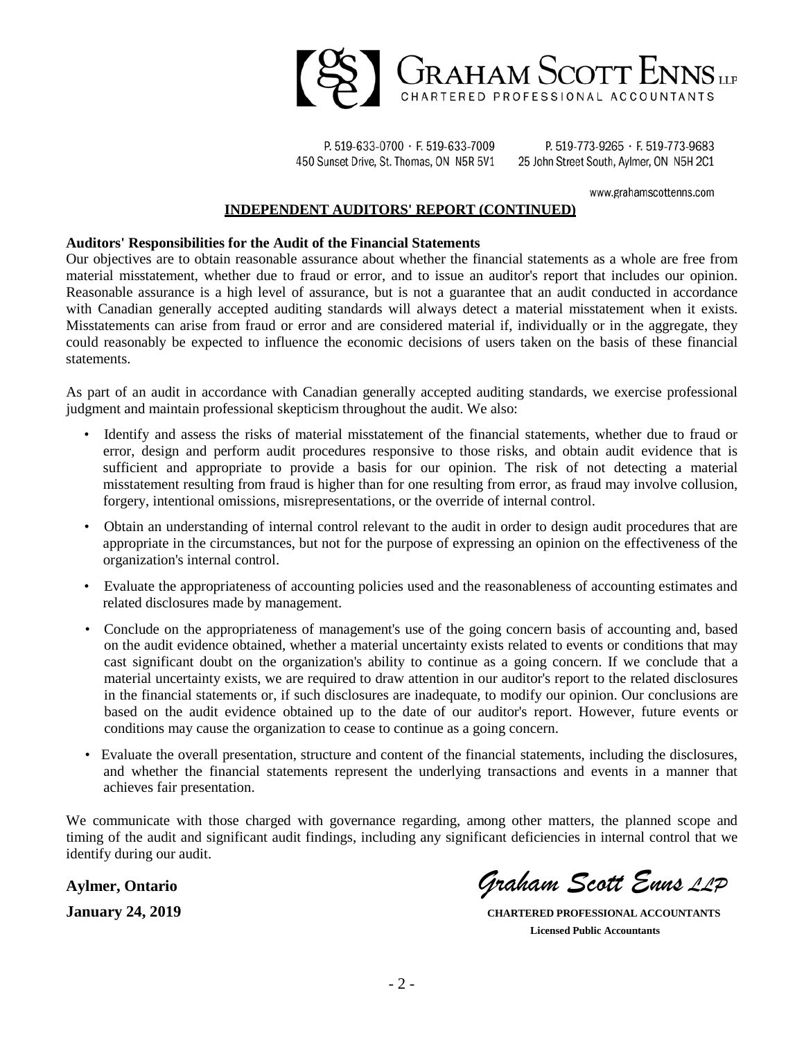**GRAHAM SCOTT ENNS LLP**
CHARTERED PROFESSIONAL ACCOUNTANTS

P. 519-633-0700 · F. 519-633-7009
450 Sunset Drive, St. Thomas, ON N5R 5V1

P. 519-773-9265 · F. 519-773-9683
25 John Street South, Aylmer, ON N5H 2C1

www.grahamscottenns.com

## INDEPENDENT AUDITORS' REPORT (CONTINUED)

**Auditors' Responsibilities for the Audit of the Financial Statements**

Our objectives are to obtain reasonable assurance about whether the financial statements as a whole are free from material misstatement, whether due to fraud or error, and to issue an auditor's report that includes our opinion. Reasonable assurance is a high level of assurance, but is not a guarantee that an audit conducted in accordance with Canadian generally accepted auditing standards will always detect a material misstatement when it exists. Misstatements can arise from fraud or error and are considered material if, individually or in the aggregate, they could reasonably be expected to influence the economic decisions of users taken on the basis of these financial statements.

As part of an audit in accordance with Canadian generally accepted auditing standards, we exercise professional judgment and maintain professional skepticism throughout the audit. We also:

- Identify and assess the risks of material misstatement of the financial statements, whether due to fraud or error, design and perform audit procedures responsive to those risks, and obtain audit evidence that is sufficient and appropriate to provide a basis for our opinion. The risk of not detecting a material misstatement resulting from fraud is higher than for one resulting from error, as fraud may involve collusion, forgery, intentional omissions, misrepresentations, or the override of internal control.
- Obtain an understanding of internal control relevant to the audit in order to design audit procedures that are appropriate in the circumstances, but not for the purpose of expressing an opinion on the effectiveness of the organization's internal control.
- Evaluate the appropriateness of accounting policies used and the reasonableness of accounting estimates and related disclosures made by management.
- Conclude on the appropriateness of management's use of the going concern basis of accounting and, based on the audit evidence obtained, whether a material uncertainty exists related to events or conditions that may cast significant doubt on the organization's ability to continue as a going concern. If we conclude that a material uncertainty exists, we are required to draw attention in our auditor's report to the related disclosures in the financial statements or, if such disclosures are inadequate, to modify our opinion. Our conclusions are based on the audit evidence obtained up to the date of our auditor's report. However, future events or conditions may cause the organization to cease to continue as a going concern.
- Evaluate the overall presentation, structure and content of the financial statements, including the disclosures, and whether the financial statements represent the underlying transactions and events in a manner that achieves fair presentation.

We communicate with those charged with governance regarding, among other matters, the planned scope and timing of the audit and significant audit findings, including any significant deficiencies in internal control that we identify during our audit.

**Aylmer, Ontario**
**January 24, 2019**

*Graham Scott Enns LLP*
**CHARTERED PROFESSIONAL ACCOUNTANTS**
**Licensed Public Accountants**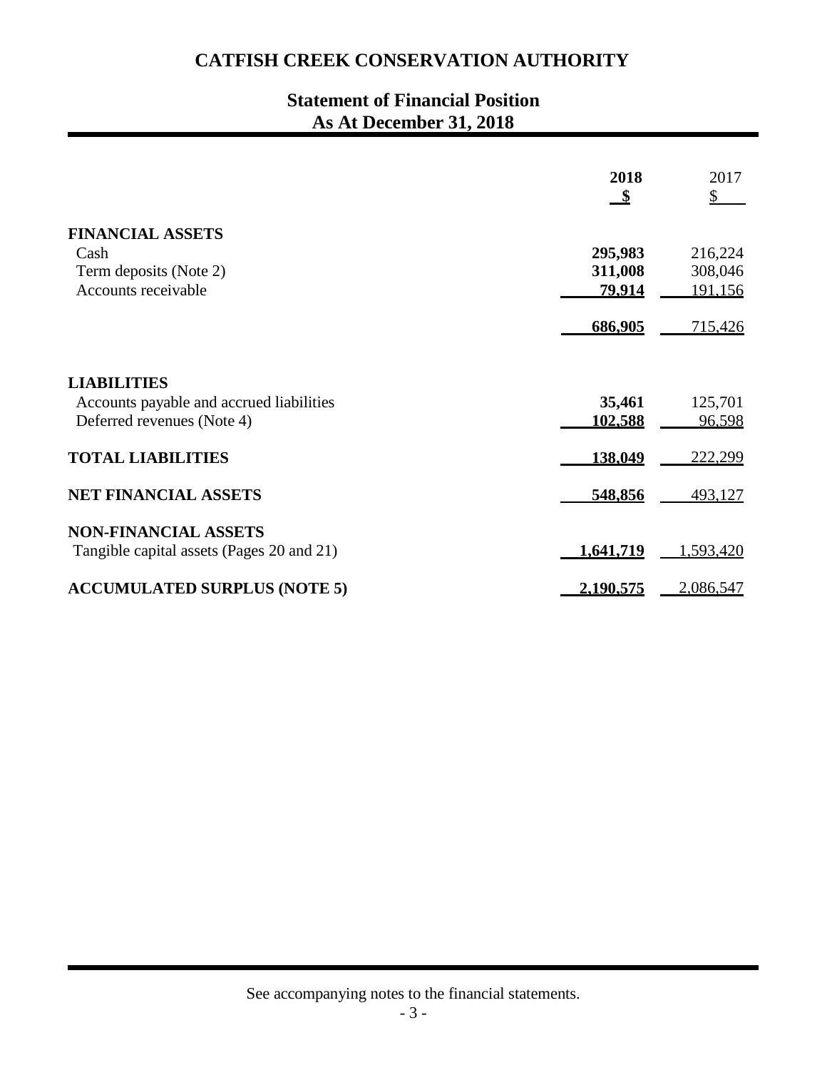# CATFISH CREEK CONSERVATION AUTHORITY

## Statement of Financial Position
## As At December 31, 2018

| | **2018** | 2017 |
|---|---|---|
| | **$** | $ |
| **FINANCIAL ASSETS** | | |
| Cash | **295,983** | 216,224 |
| Term deposits (Note 2) | **311,008** | 308,046 |
| Accounts receivable | **79,914** | 191,156 |
| | **686,905** | 715,426 |
| **LIABILITIES** | | |
| Accounts payable and accrued liabilities | **35,461** | 125,701 |
| Deferred revenues (Note 4) | **102,588** | 96,598 |
| **TOTAL LIABILITIES** | **138,049** | 222,299 |
| **NET FINANCIAL ASSETS** | **548,856** | 493,127 |
| **NON-FINANCIAL ASSETS** | | |
| Tangible capital assets (Pages 20 and 21) | **1,641,719** | 1,593,420 |
| **ACCUMULATED SURPLUS (NOTE 5)** | **2,190,575** | 2,086,547 |

See accompanying notes to the financial statements.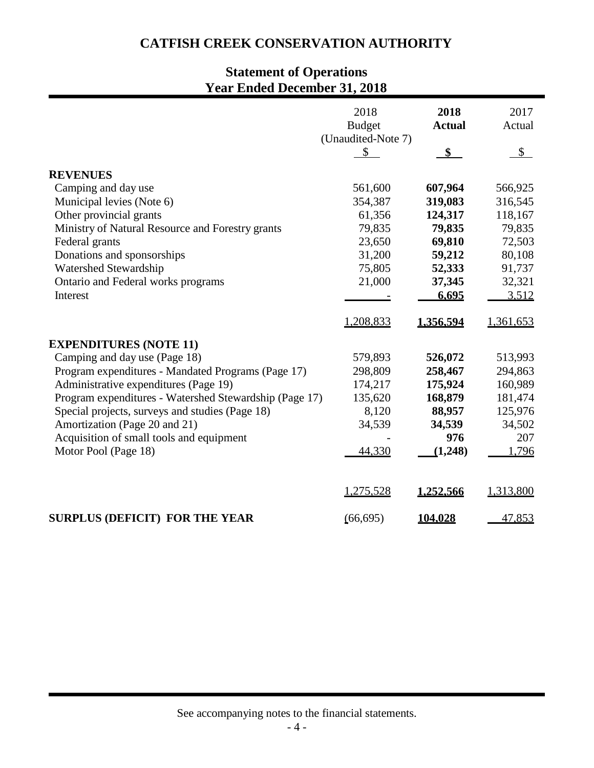# CATFISH CREEK CONSERVATION AUTHORITY

## Statement of Operations
## Year Ended December 31, 2018

| | 2018 Budget (Unaudited-Note 7) | **2018 Actual** | 2017 Actual |
|---|---|---|---|
| | $ | **$** | $ |
| **REVENUES** | | | |
| Camping and day use | 561,600 | **607,964** | 566,925 |
| Municipal levies (Note 6) | 354,387 | **319,083** | 316,545 |
| Other provincial grants | 61,356 | **124,317** | 118,167 |
| Ministry of Natural Resource and Forestry grants | 79,835 | **79,835** | 79,835 |
| Federal grants | 23,650 | **69,810** | 72,503 |
| Donations and sponsorships | 31,200 | **59,212** | 80,108 |
| Watershed Stewardship | 75,805 | **52,333** | 91,737 |
| Ontario and Federal works programs | 21,000 | **37,345** | 32,321 |
| Interest | - | **6,695** | 3,512 |
| | 1,208,833 | **1,356,594** | 1,361,653 |
| **EXPENDITURES (NOTE 11)** | | | |
| Camping and day use (Page 18) | 579,893 | **526,072** | 513,993 |
| Program expenditures - Mandated Programs (Page 17) | 298,809 | **258,467** | 294,863 |
| Administrative expenditures (Page 19) | 174,217 | **175,924** | 160,989 |
| Program expenditures - Watershed Stewardship (Page 17) | 135,620 | **168,879** | 181,474 |
| Special projects, surveys and studies (Page 18) | 8,120 | **88,957** | 125,976 |
| Amortization (Page 20 and 21) | 34,539 | **34,539** | 34,502 |
| Acquisition of small tools and equipment | - | **976** | 207 |
| Motor Pool (Page 18) | 44,330 | **(1,248)** | 1,796 |
| | 1,275,528 | **1,252,566** | 1,313,800 |
| **SURPLUS (DEFICIT) FOR THE YEAR** | (66,695) | **104,028** | 47,853 |

See accompanying notes to the financial statements.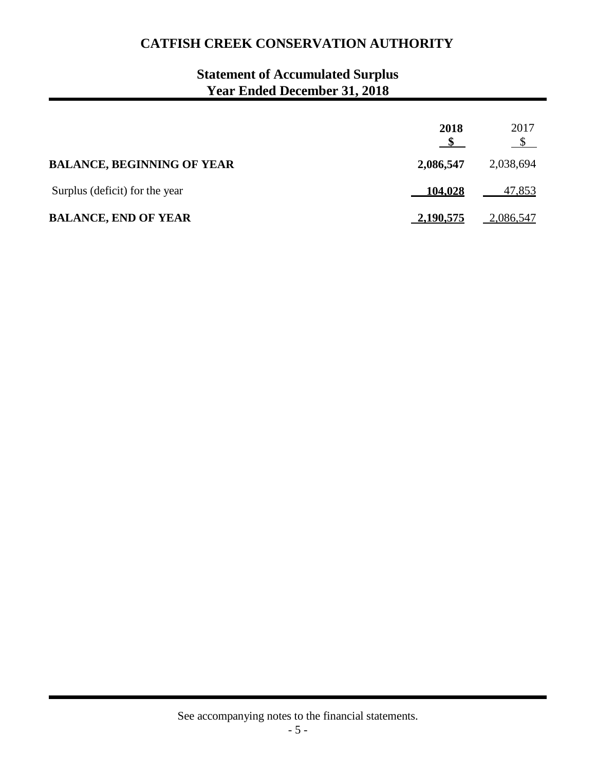# CATFISH CREEK CONSERVATION AUTHORITY

## Statement of Accumulated Surplus
## Year Ended December 31, 2018

| | **2018** | 2017 |
|---|---|---|
| | **$** | $ |
| **BALANCE, BEGINNING OF YEAR** | **2,086,547** | 2,038,694 |
| Surplus (deficit) for the year | **104,028** | 47,853 |
| **BALANCE, END OF YEAR** | **2,190,575** | 2,086,547 |

See accompanying notes to the financial statements.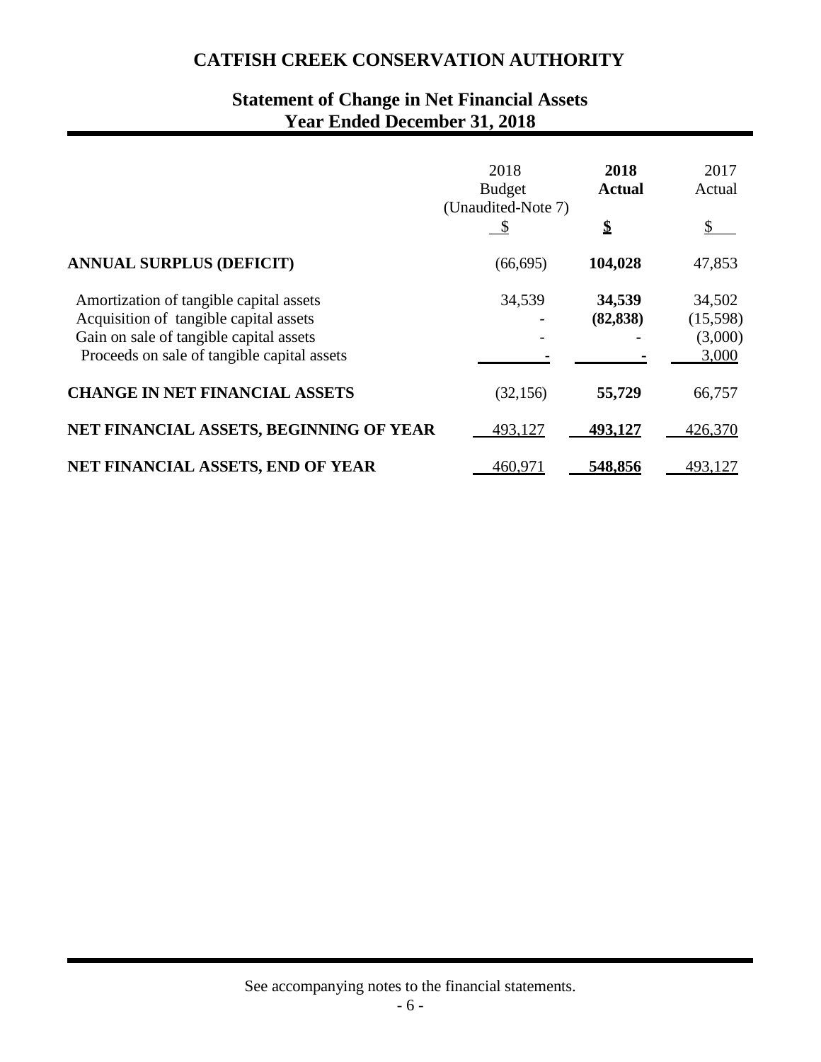# CATFISH CREEK CONSERVATION AUTHORITY

## Statement of Change in Net Financial Assets
## Year Ended December 31, 2018

| | 2018 Budget (Unaudited-Note 7) | **2018 Actual** | 2017 Actual |
|---|---|---|---|
| | $ | **$** | $ |
| **ANNUAL SURPLUS (DEFICIT)** | (66,695) | **104,028** | 47,853 |
| Amortization of tangible capital assets | 34,539 | **34,539** | 34,502 |
| Acquisition of tangible capital assets | - | **(82,838)** | (15,598) |
| Gain on sale of tangible capital assets | - | **-** | (3,000) |
| Proceeds on sale of tangible capital assets | - | **-** | 3,000 |
| **CHANGE IN NET FINANCIAL ASSETS** | (32,156) | **55,729** | 66,757 |
| **NET FINANCIAL ASSETS, BEGINNING OF YEAR** | 493,127 | **493,127** | 426,370 |
| **NET FINANCIAL ASSETS, END OF YEAR** | 460,971 | **548,856** | 493,127 |

See accompanying notes to the financial statements.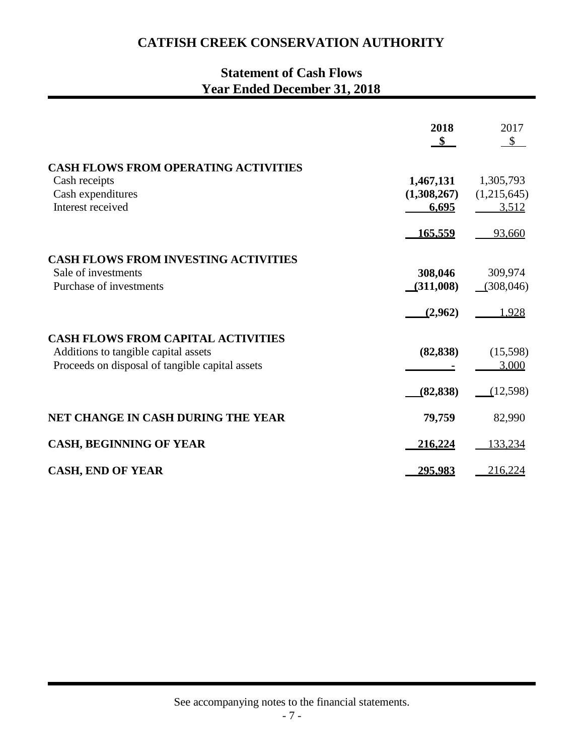# CATFISH CREEK CONSERVATION AUTHORITY

## Statement of Cash Flows
## Year Ended December 31, 2018

| | **2018** | 2017 |
|---|---|---|
| | **$** | $ |
| **CASH FLOWS FROM OPERATING ACTIVITIES** | | |
| Cash receipts | **1,467,131** | 1,305,793 |
| Cash expenditures | **(1,308,267)** | (1,215,645) |
| Interest received | **6,695** | 3,512 |
| | **165,559** | 93,660 |
| **CASH FLOWS FROM INVESTING ACTIVITIES** | | |
| Sale of investments | **308,046** | 309,974 |
| Purchase of investments | **(311,008)** | (308,046) |
| | **(2,962)** | 1,928 |
| **CASH FLOWS FROM CAPITAL ACTIVITIES** | | |
| Additions to tangible capital assets | **(82,838)** | (15,598) |
| Proceeds on disposal of tangible capital assets | **-** | 3,000 |
| | **(82,838)** | (12,598) |
| **NET CHANGE IN CASH DURING THE YEAR** | **79,759** | 82,990 |
| **CASH, BEGINNING OF YEAR** | **216,224** | 133,234 |
| **CASH, END OF YEAR** | **295,983** | 216,224 |

See accompanying notes to the financial statements.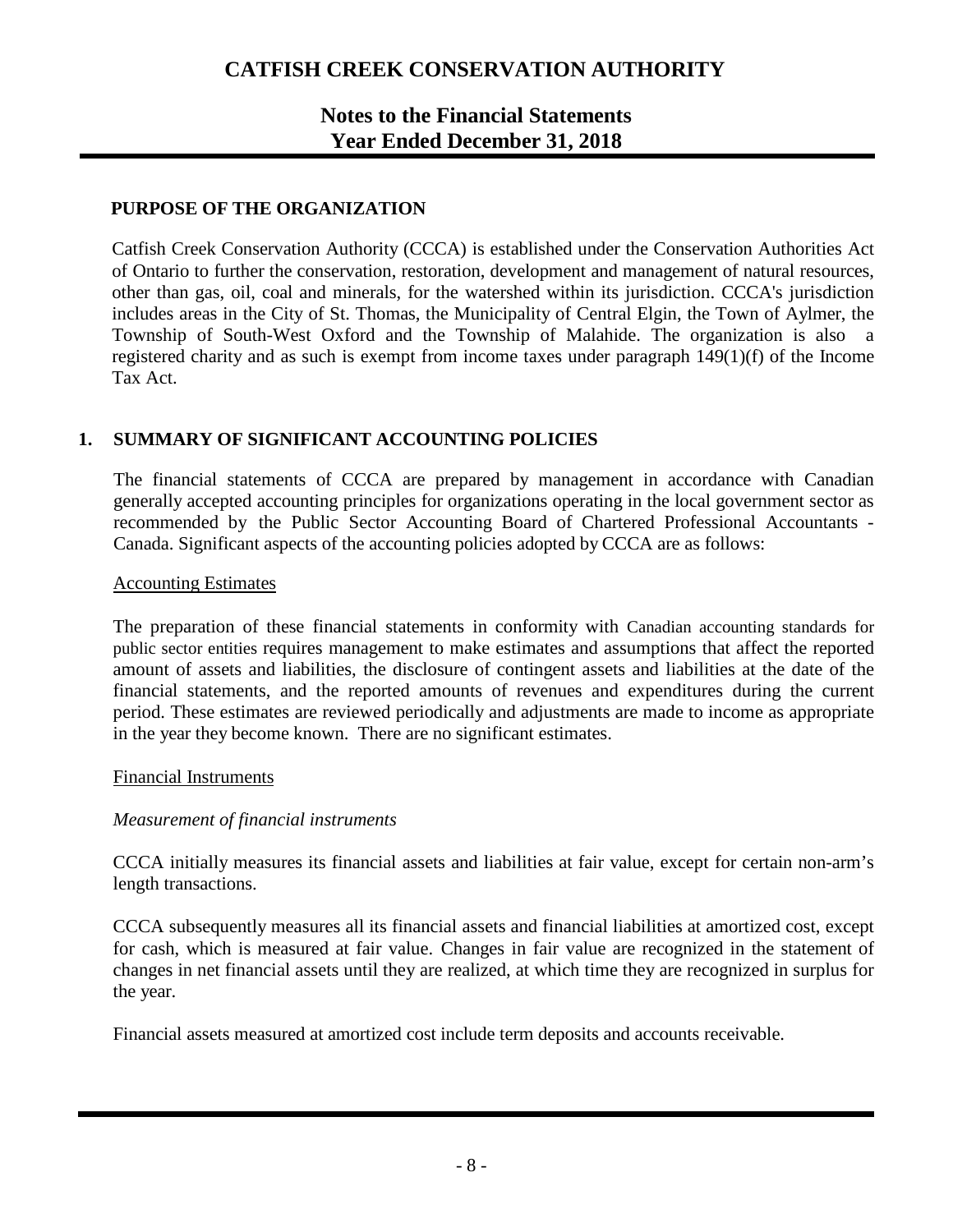# CATFISH CREEK CONSERVATION AUTHORITY

## Notes to the Financial Statements
## Year Ended December 31, 2018

### PURPOSE OF THE ORGANIZATION

Catfish Creek Conservation Authority (CCCA) is established under the Conservation Authorities Act of Ontario to further the conservation, restoration, development and management of natural resources, other than gas, oil, coal and minerals, for the watershed within its jurisdiction. CCCA's jurisdiction includes areas in the City of St. Thomas, the Municipality of Central Elgin, the Town of Aylmer, the Township of South-West Oxford and the Township of Malahide. The organization is also a registered charity and as such is exempt from income taxes under paragraph 149(1)(f) of the Income Tax Act.

### 1. SUMMARY OF SIGNIFICANT ACCOUNTING POLICIES

The financial statements of CCCA are prepared by management in accordance with Canadian generally accepted accounting principles for organizations operating in the local government sector as recommended by the Public Sector Accounting Board of Chartered Professional Accountants - Canada. Significant aspects of the accounting policies adopted by CCCA are as follows:

Accounting Estimates

The preparation of these financial statements in conformity with Canadian accounting standards for public sector entities requires management to make estimates and assumptions that affect the reported amount of assets and liabilities, the disclosure of contingent assets and liabilities at the date of the financial statements, and the reported amounts of revenues and expenditures during the current period. These estimates are reviewed periodically and adjustments are made to income as appropriate in the year they become known. There are no significant estimates.

Financial Instruments

*Measurement of financial instruments*

CCCA initially measures its financial assets and liabilities at fair value, except for certain non-arm's length transactions.

CCCA subsequently measures all its financial assets and financial liabilities at amortized cost, except for cash, which is measured at fair value. Changes in fair value are recognized in the statement of changes in net financial assets until they are realized, at which time they are recognized in surplus for the year.

Financial assets measured at amortized cost include term deposits and accounts receivable.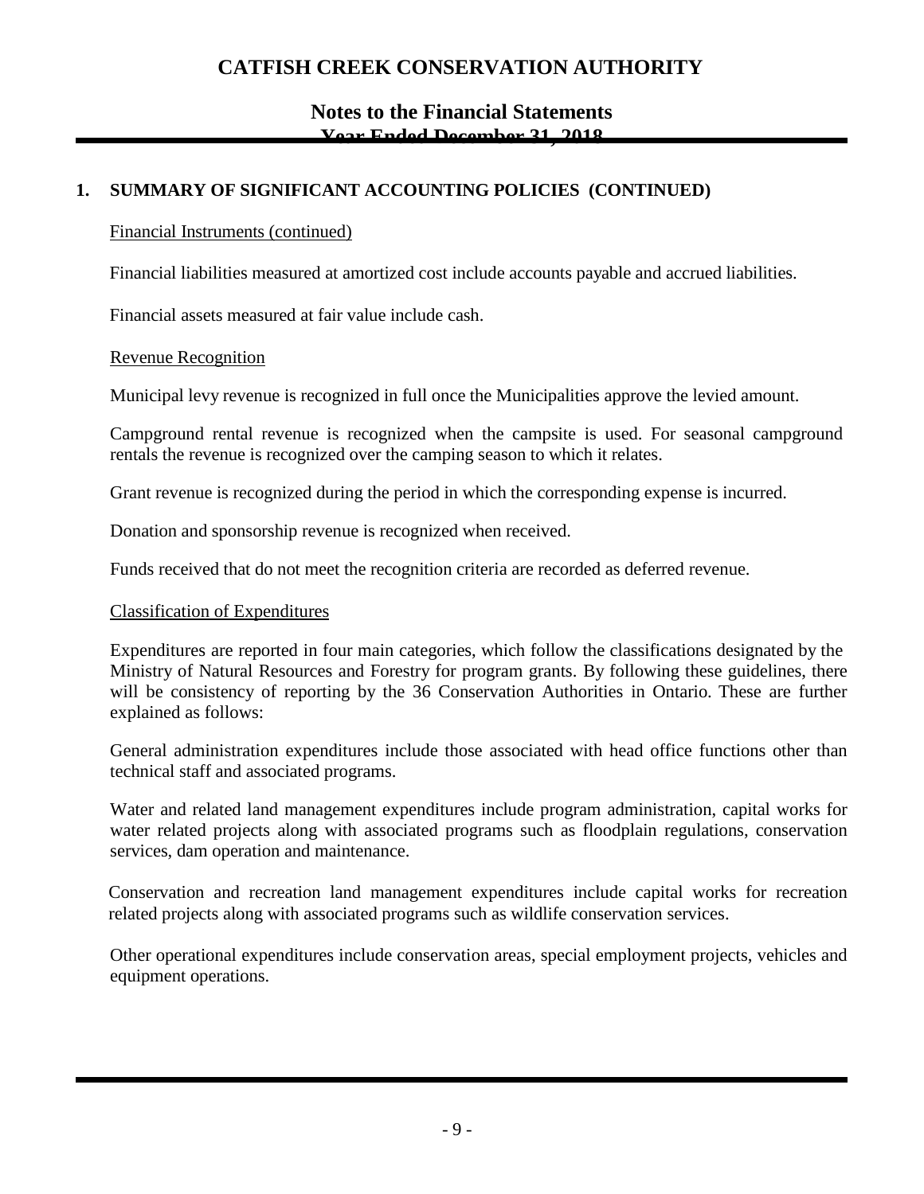## 1. SUMMARY OF SIGNIFICANT ACCOUNTING POLICIES (CONTINUED)

Financial Instruments (continued)

Financial liabilities measured at amortized cost include accounts payable and accrued liabilities.

Financial assets measured at fair value include cash.

Revenue Recognition

Municipal levy revenue is recognized in full once the Municipalities approve the levied amount.

Campground rental revenue is recognized when the campsite is used. For seasonal campground rentals the revenue is recognized over the camping season to which it relates.

Grant revenue is recognized during the period in which the corresponding expense is incurred.

Donation and sponsorship revenue is recognized when received.

Funds received that do not meet the recognition criteria are recorded as deferred revenue.

Classification of Expenditures

Expenditures are reported in four main categories, which follow the classifications designated by the Ministry of Natural Resources and Forestry for program grants. By following these guidelines, there will be consistency of reporting by the 36 Conservation Authorities in Ontario. These are further explained as follows:

General administration expenditures include those associated with head office functions other than technical staff and associated programs.

Water and related land management expenditures include program administration, capital works for water related projects along with associated programs such as floodplain regulations, conservation services, dam operation and maintenance.

Conservation and recreation land management expenditures include capital works for recreation related projects along with associated programs such as wildlife conservation services.

Other operational expenditures include conservation areas, special employment projects, vehicles and equipment operations.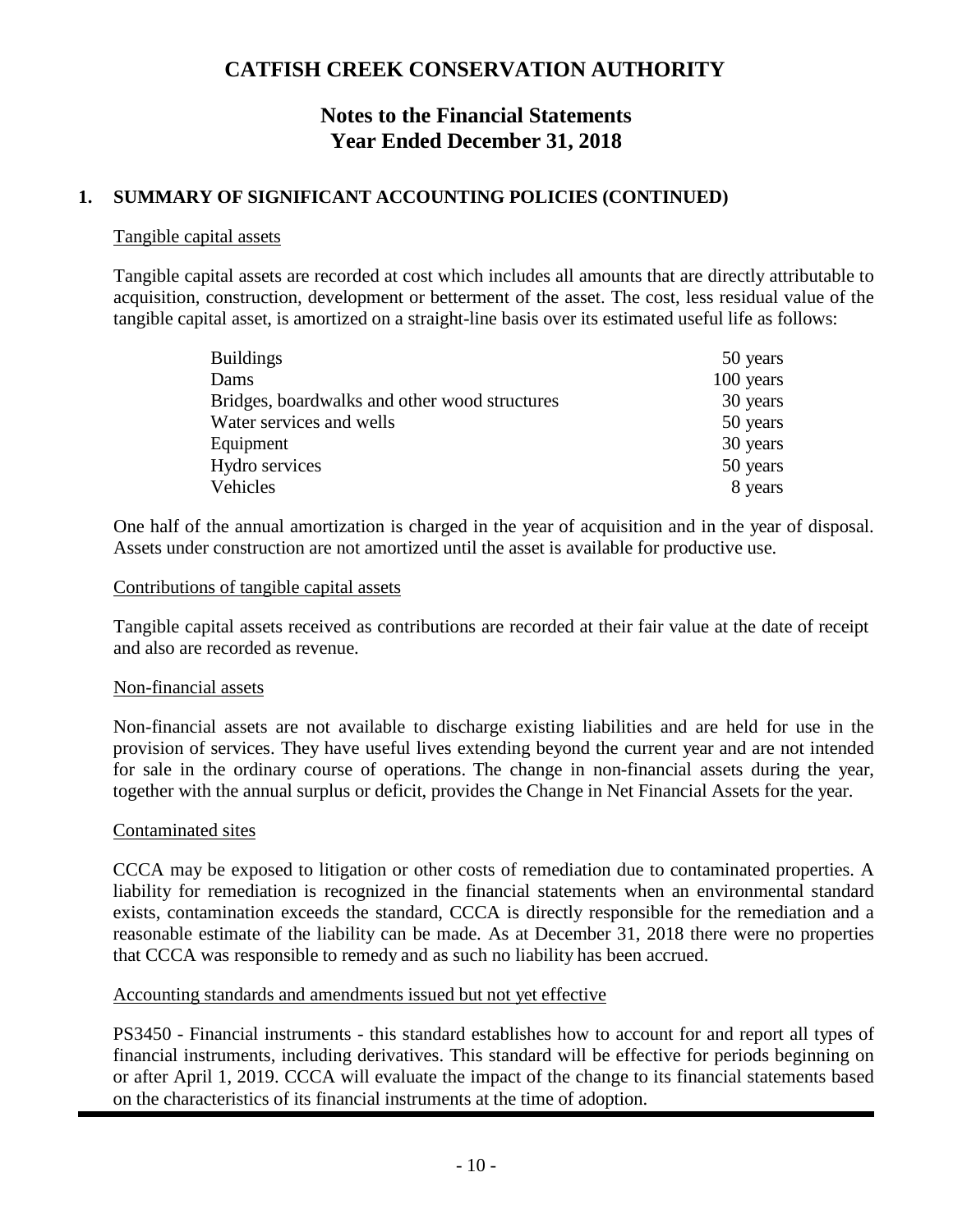# CATFISH CREEK CONSERVATION AUTHORITY

## Notes to the Financial Statements
## Year Ended December 31, 2018

### 1. SUMMARY OF SIGNIFICANT ACCOUNTING POLICIES (CONTINUED)

Tangible capital assets

Tangible capital assets are recorded at cost which includes all amounts that are directly attributable to acquisition, construction, development or betterment of the asset. The cost, less residual value of the tangible capital asset, is amortized on a straight-line basis over its estimated useful life as follows:

| | |
|---|---|
| Buildings | 50 years |
| Dams | 100 years |
| Bridges, boardwalks and other wood structures | 30 years |
| Water services and wells | 50 years |
| Equipment | 30 years |
| Hydro services | 50 years |
| Vehicles | 8 years |

One half of the annual amortization is charged in the year of acquisition and in the year of disposal. Assets under construction are not amortized until the asset is available for productive use.

Contributions of tangible capital assets

Tangible capital assets received as contributions are recorded at their fair value at the date of receipt and also are recorded as revenue.

Non-financial assets

Non-financial assets are not available to discharge existing liabilities and are held for use in the provision of services. They have useful lives extending beyond the current year and are not intended for sale in the ordinary course of operations. The change in non-financial assets during the year, together with the annual surplus or deficit, provides the Change in Net Financial Assets for the year.

Contaminated sites

CCCA may be exposed to litigation or other costs of remediation due to contaminated properties. A liability for remediation is recognized in the financial statements when an environmental standard exists, contamination exceeds the standard, CCCA is directly responsible for the remediation and a reasonable estimate of the liability can be made. As at December 31, 2018 there were no properties that CCCA was responsible to remedy and as such no liability has been accrued.

Accounting standards and amendments issued but not yet effective

PS3450 - Financial instruments - this standard establishes how to account for and report all types of financial instruments, including derivatives. This standard will be effective for periods beginning on or after April 1, 2019. CCCA will evaluate the impact of the change to its financial statements based on the characteristics of its financial instruments at the time of adoption.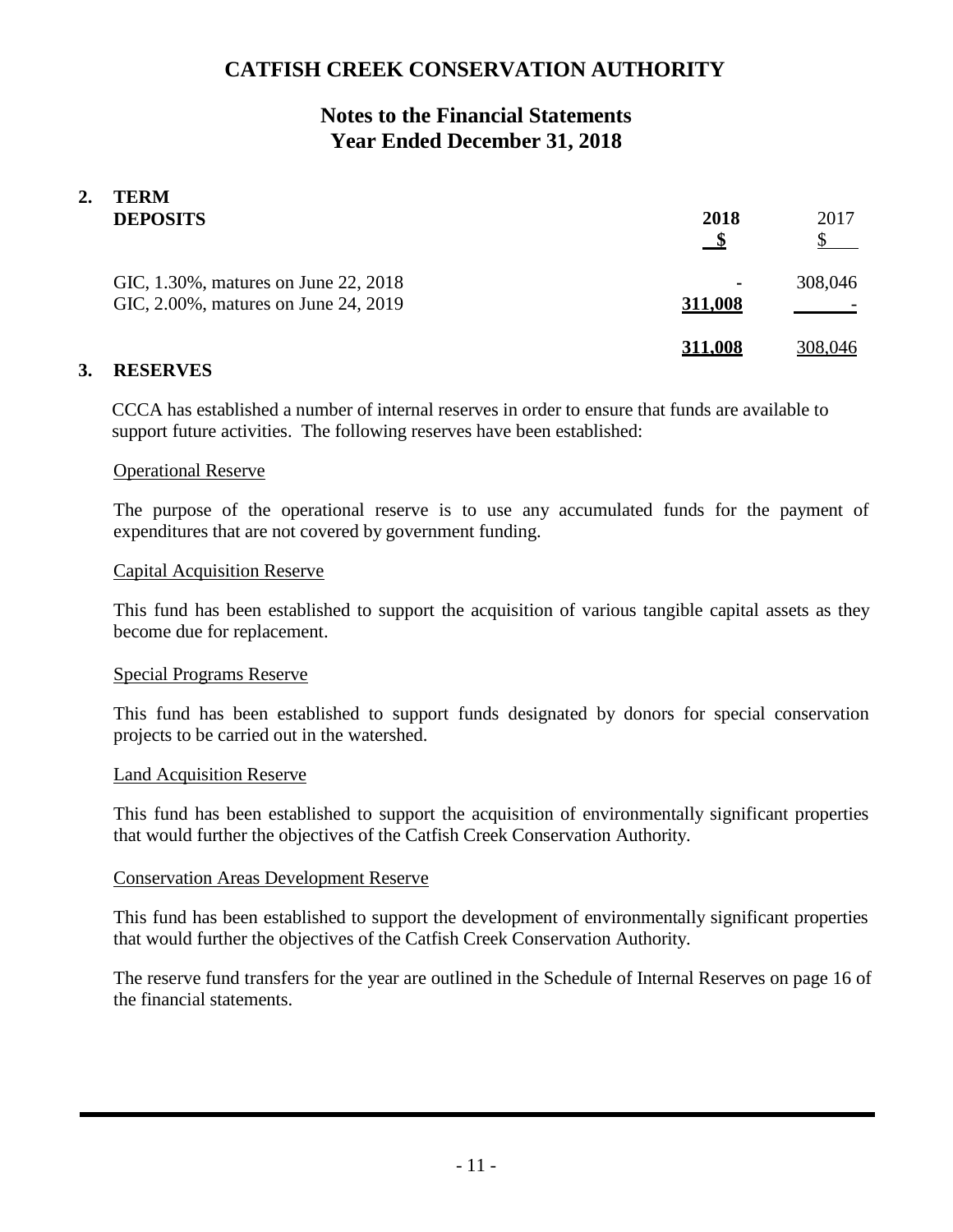# CATFISH CREEK CONSERVATION AUTHORITY

## Notes to the Financial Statements
## Year Ended December 31, 2018

### 2. TERM DEPOSITS

| | 2018 $ | 2017 $ |
|---|---|---|
| GIC, 1.30%, matures on June 22, 2018 | - | 308,046 |
| GIC, 2.00%, matures on June 24, 2019 | **311,008** | - |
| | **311,008** | 308,046 |

### 3. RESERVES

CCCA has established a number of internal reserves in order to ensure that funds are available to support future activities. The following reserves have been established:

Operational Reserve

The purpose of the operational reserve is to use any accumulated funds for the payment of expenditures that are not covered by government funding.

Capital Acquisition Reserve

This fund has been established to support the acquisition of various tangible capital assets as they become due for replacement.

Special Programs Reserve

This fund has been established to support funds designated by donors for special conservation projects to be carried out in the watershed.

Land Acquisition Reserve

This fund has been established to support the acquisition of environmentally significant properties that would further the objectives of the Catfish Creek Conservation Authority.

Conservation Areas Development Reserve

This fund has been established to support the development of environmentally significant properties that would further the objectives of the Catfish Creek Conservation Authority.

The reserve fund transfers for the year are outlined in the Schedule of Internal Reserves on page 16 of the financial statements.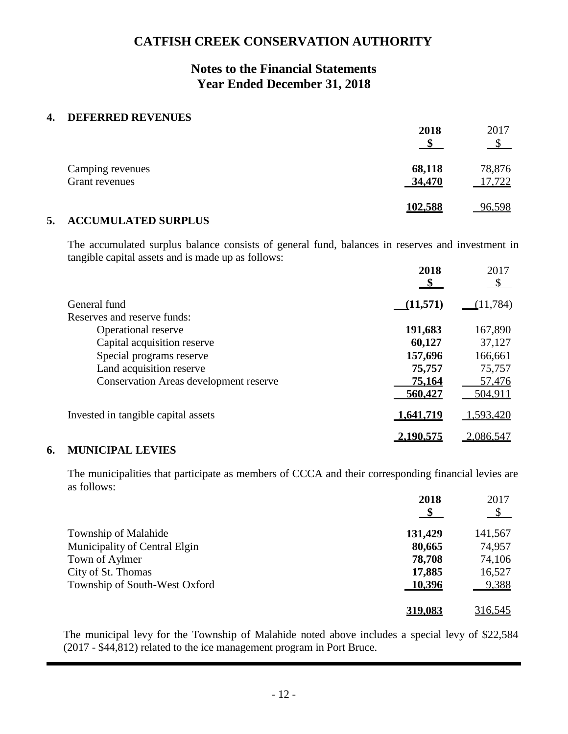# CATFISH CREEK CONSERVATION AUTHORITY

## Notes to the Financial Statements
## Year Ended December 31, 2018

### 4. DEFERRED REVENUES

| | 2018<br>$ | 2017<br>$ |
|---|---|---|
| Camping revenues | **68,118** | 78,876 |
| Grant revenues | **34,470** | 17,722 |
| | **102,588** | 96,598 |

### 5. ACCUMULATED SURPLUS

The accumulated surplus balance consists of general fund, balances in reserves and investment in tangible capital assets and is made up as follows:

| | 2018<br>$ | 2017<br>$ |
|---|---|---|
| General fund | **(11,571)** | (11,784) |
| Reserves and reserve funds: | | |
| Operational reserve | **191,683** | 167,890 |
| Capital acquisition reserve | **60,127** | 37,127 |
| Special programs reserve | **157,696** | 166,661 |
| Land acquisition reserve | **75,757** | 75,757 |
| Conservation Areas development reserve | **75,164** | 57,476 |
| | **560,427** | 504,911 |
| Invested in tangible capital assets | **1,641,719** | 1,593,420 |
| | **2,190,575** | 2,086,547 |

### 6. MUNICIPAL LEVIES

The municipalities that participate as members of CCCA and their corresponding financial levies are as follows:

| | 2018<br>$ | 2017<br>$ |
|---|---|---|
| Township of Malahide | **131,429** | 141,567 |
| Municipality of Central Elgin | **80,665** | 74,957 |
| Town of Aylmer | **78,708** | 74,106 |
| City of St. Thomas | **17,885** | 16,527 |
| Township of South-West Oxford | **10,396** | 9,388 |
| | **319,083** | 316,545 |

The municipal levy for the Township of Malahide noted above includes a special levy of $22,584 (2017 - $44,812) related to the ice management program in Port Bruce.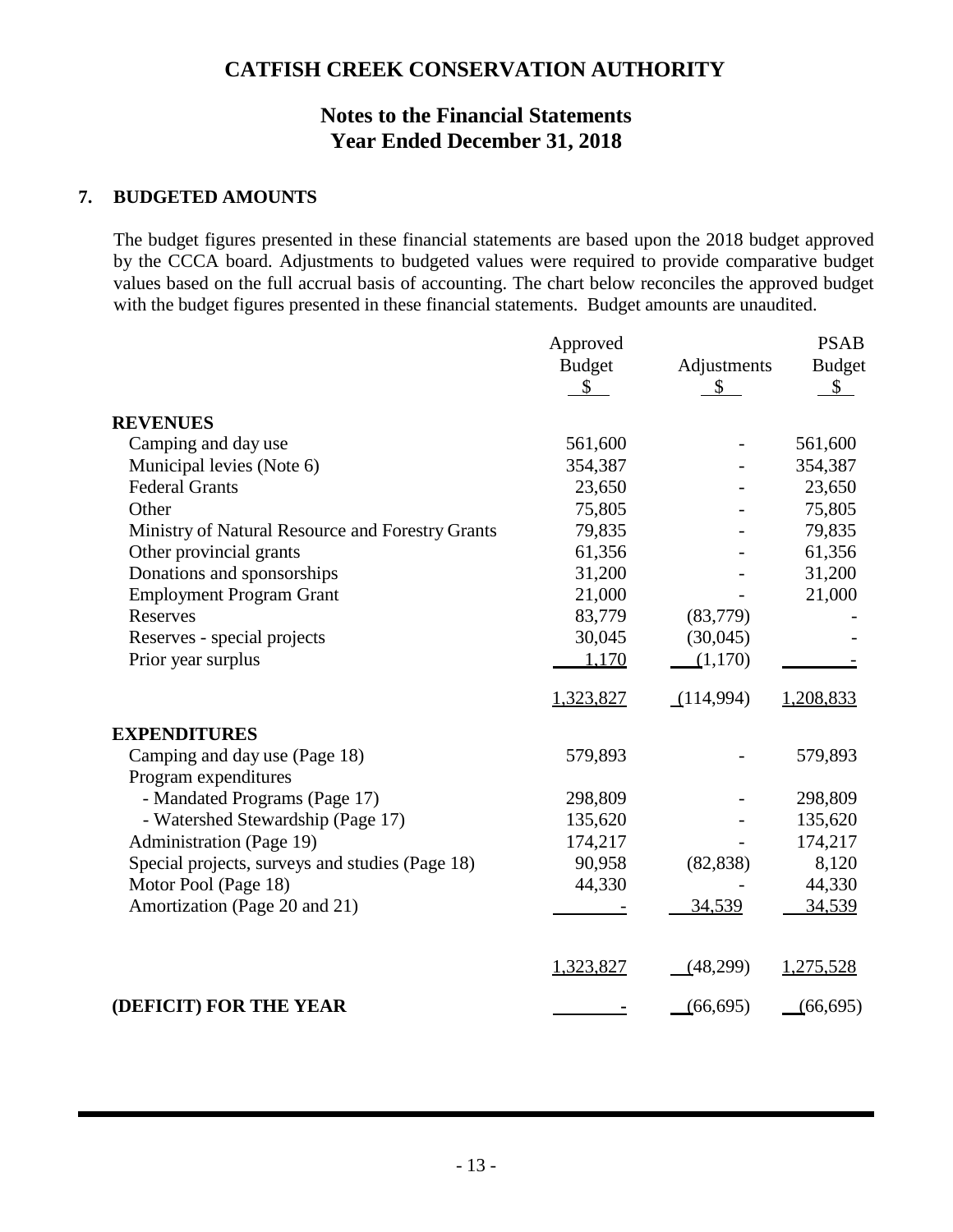# CATFISH CREEK CONSERVATION AUTHORITY

## Notes to the Financial Statements
## Year Ended December 31, 2018

### 7. BUDGETED AMOUNTS

The budget figures presented in these financial statements are based upon the 2018 budget approved by the CCCA board. Adjustments to budgeted values were required to provide comparative budget values based on the full accrual basis of accounting. The chart below reconciles the approved budget with the budget figures presented in these financial statements. Budget amounts are unaudited.

| | Approved Budget $ | Adjustments $ | PSAB Budget $ |
|---|---|---|---|
| **REVENUES** | | | |
| Camping and day use | 561,600 | - | 561,600 |
| Municipal levies (Note 6) | 354,387 | - | 354,387 |
| Federal Grants | 23,650 | - | 23,650 |
| Other | 75,805 | - | 75,805 |
| Ministry of Natural Resource and Forestry Grants | 79,835 | - | 79,835 |
| Other provincial grants | 61,356 | - | 61,356 |
| Donations and sponsorships | 31,200 | - | 31,200 |
| Employment Program Grant | 21,000 | - | 21,000 |
| Reserves | 83,779 | (83,779) | - |
| Reserves - special projects | 30,045 | (30,045) | - |
| Prior year surplus | 1,170 | (1,170) | - |
| | 1,323,827 | (114,994) | 1,208,833 |
| **EXPENDITURES** | | | |
| Camping and day use (Page 18) | 579,893 | - | 579,893 |
| Program expenditures | | | |
| - Mandated Programs (Page 17) | 298,809 | - | 298,809 |
| - Watershed Stewardship (Page 17) | 135,620 | - | 135,620 |
| Administration (Page 19) | 174,217 | - | 174,217 |
| Special projects, surveys and studies (Page 18) | 90,958 | (82,838) | 8,120 |
| Motor Pool (Page 18) | 44,330 | - | 44,330 |
| Amortization (Page 20 and 21) | - | 34,539 | 34,539 |
| | 1,323,827 | (48,299) | 1,275,528 |
| **(DEFICIT) FOR THE YEAR** | - | (66,695) | (66,695) |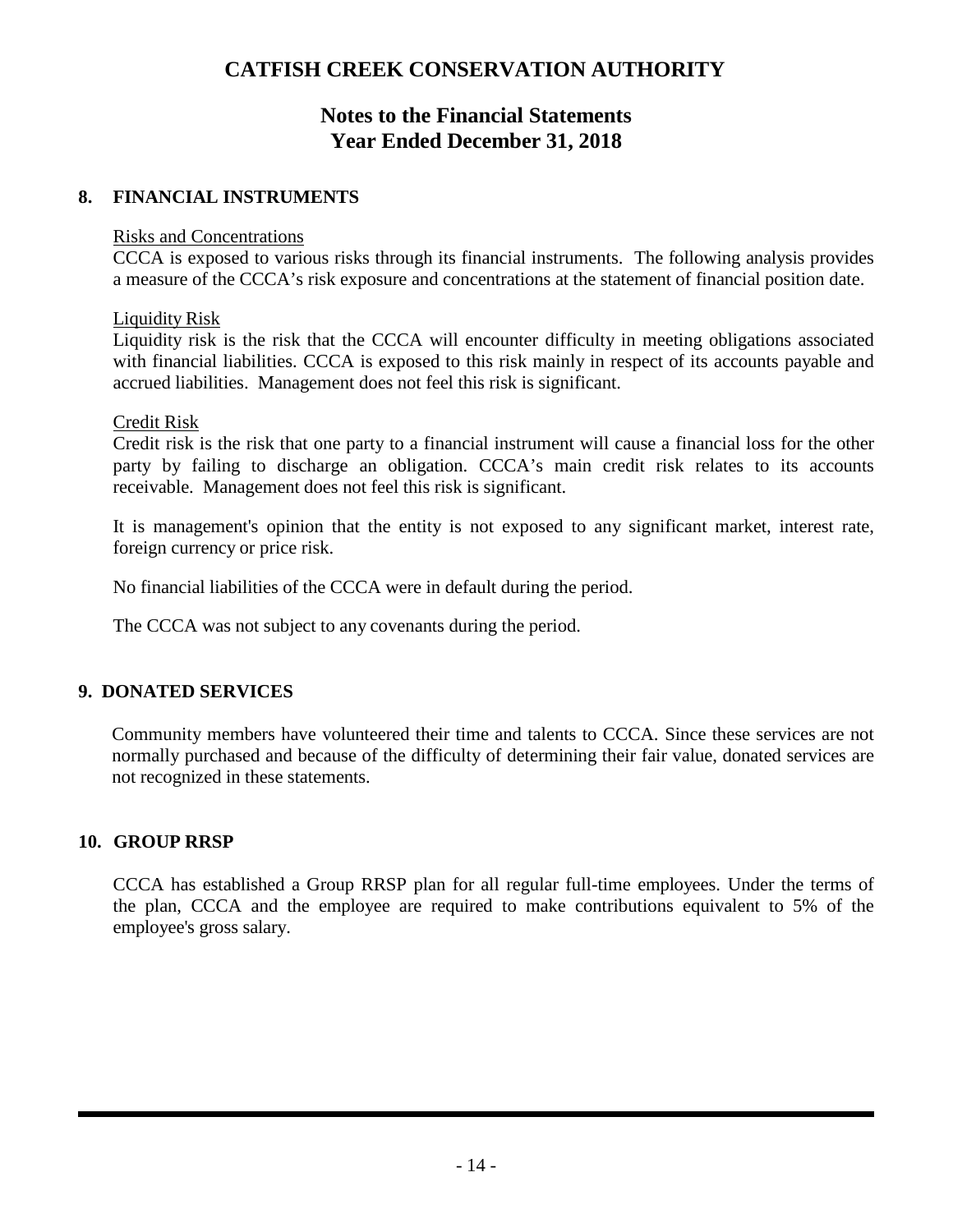# CATFISH CREEK CONSERVATION AUTHORITY

## Notes to the Financial Statements
## Year Ended December 31, 2018

### 8. FINANCIAL INSTRUMENTS

Risks and Concentrations

CCCA is exposed to various risks through its financial instruments. The following analysis provides a measure of the CCCA's risk exposure and concentrations at the statement of financial position date.

Liquidity Risk

Liquidity risk is the risk that the CCCA will encounter difficulty in meeting obligations associated with financial liabilities. CCCA is exposed to this risk mainly in respect of its accounts payable and accrued liabilities. Management does not feel this risk is significant.

Credit Risk

Credit risk is the risk that one party to a financial instrument will cause a financial loss for the other party by failing to discharge an obligation. CCCA's main credit risk relates to its accounts receivable. Management does not feel this risk is significant.

It is management's opinion that the entity is not exposed to any significant market, interest rate, foreign currency or price risk.

No financial liabilities of the CCCA were in default during the period.

The CCCA was not subject to any covenants during the period.

### 9. DONATED SERVICES

Community members have volunteered their time and talents to CCCA. Since these services are not normally purchased and because of the difficulty of determining their fair value, donated services are not recognized in these statements.

### 10. GROUP RRSP

CCCA has established a Group RRSP plan for all regular full-time employees. Under the terms of the plan, CCCA and the employee are required to make contributions equivalent to 5% of the employee's gross salary.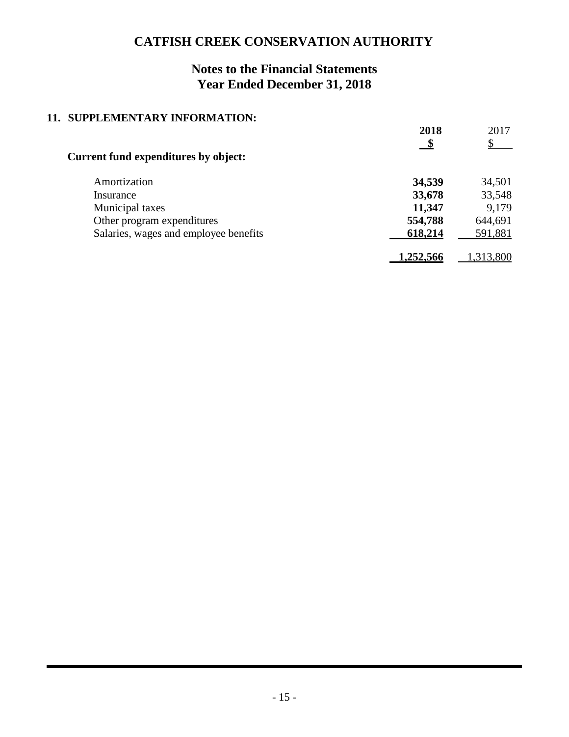# CATFISH CREEK CONSERVATION AUTHORITY

## Notes to the Financial Statements
## Year Ended December 31, 2018

### 11. SUPPLEMENTARY INFORMATION:

| | **2018** | 2017 |
|---|---|---|
| | **$** | $ |
| **Current fund expenditures by object:** | | |
| Amortization | **34,539** | 34,501 |
| Insurance | **33,678** | 33,548 |
| Municipal taxes | **11,347** | 9,179 |
| Other program expenditures | **554,788** | 644,691 |
| Salaries, wages and employee benefits | **618,214** | 591,881 |
| | **1,252,566** | 1,313,800 |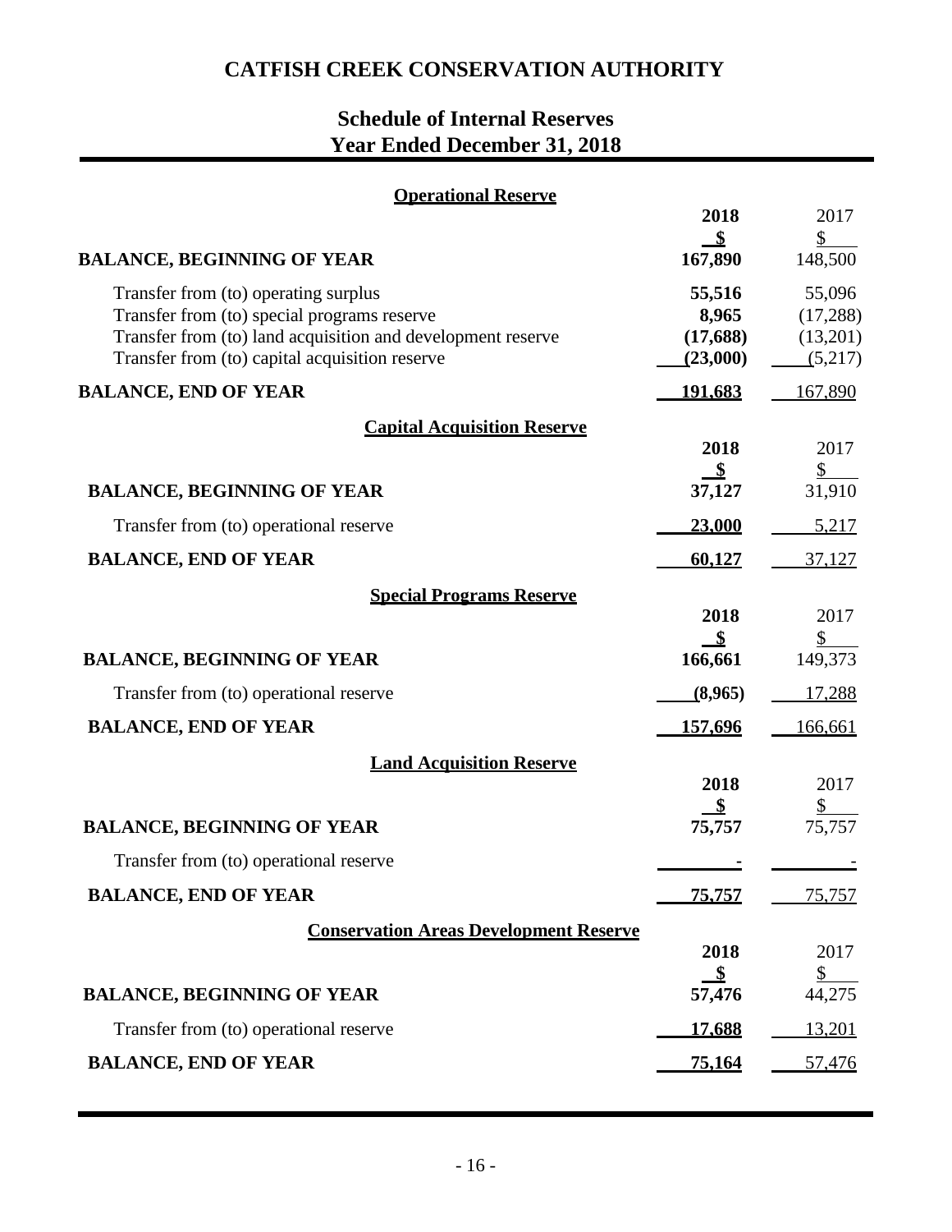# CATFISH CREEK CONSERVATION AUTHORITY

## Schedule of Internal Reserves
## Year Ended December 31, 2018

### Operational Reserve

| | 2018 | 2017 |
|---|---|---|
| | $ | $ |
| **BALANCE, BEGINNING OF YEAR** | **167,890** | 148,500 |
| Transfer from (to) operating surplus | **55,516** | 55,096 |
| Transfer from (to) special programs reserve | **8,965** | (17,288) |
| Transfer from (to) land acquisition and development reserve | **(17,688)** | (13,201) |
| Transfer from (to) capital acquisition reserve | **(23,000)** | (5,217) |
| **BALANCE, END OF YEAR** | **191,683** | 167,890 |

### Capital Acquisition Reserve

| | 2018 | 2017 |
|---|---|---|
| | $ | $ |
| **BALANCE, BEGINNING OF YEAR** | **37,127** | 31,910 |
| Transfer from (to) operational reserve | **23,000** | 5,217 |
| **BALANCE, END OF YEAR** | **60,127** | 37,127 |

### Special Programs Reserve

| | 2018 | 2017 |
|---|---|---|
| | $ | $ |
| **BALANCE, BEGINNING OF YEAR** | **166,661** | 149,373 |
| Transfer from (to) operational reserve | **(8,965)** | 17,288 |
| **BALANCE, END OF YEAR** | **157,696** | 166,661 |

### Land Acquisition Reserve

| | 2018 | 2017 |
|---|---|---|
| | $ | $ |
| **BALANCE, BEGINNING OF YEAR** | **75,757** | 75,757 |
| Transfer from (to) operational reserve | **-** | - |
| **BALANCE, END OF YEAR** | **75,757** | 75,757 |

### Conservation Areas Development Reserve

| | 2018 | 2017 |
|---|---|---|
| | $ | $ |
| **BALANCE, BEGINNING OF YEAR** | **57,476** | 44,275 |
| Transfer from (to) operational reserve | **17,688** | 13,201 |
| **BALANCE, END OF YEAR** | **75,164** | 57,476 |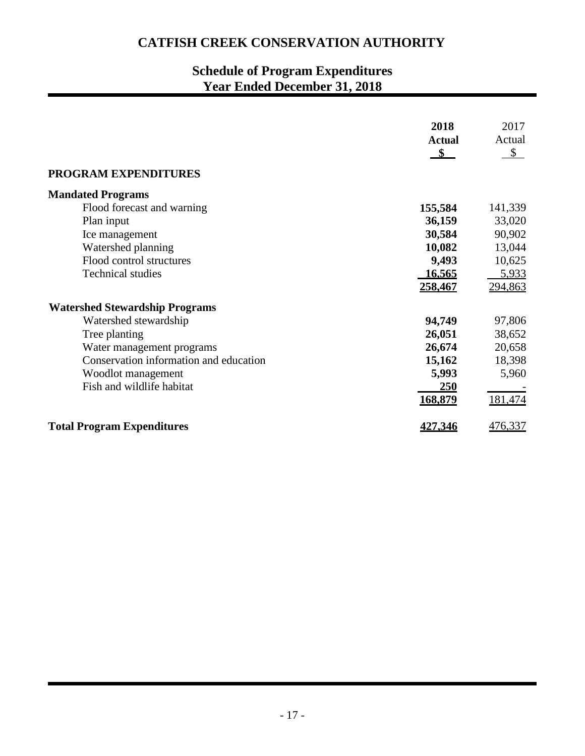# CATFISH CREEK CONSERVATION AUTHORITY

## Schedule of Program Expenditures
## Year Ended December 31, 2018

| | 2018 Actual $ | 2017 Actual $ |
|---|---|---|
| **PROGRAM EXPENDITURES** | | |
| **Mandated Programs** | | |
| Flood forecast and warning | **155,584** | 141,339 |
| Plan input | **36,159** | 33,020 |
| Ice management | **30,584** | 90,902 |
| Watershed planning | **10,082** | 13,044 |
| Flood control structures | **9,493** | 10,625 |
| Technical studies | **16,565** | 5,933 |
| | **258,467** | 294,863 |
| **Watershed Stewardship Programs** | | |
| Watershed stewardship | **94,749** | 97,806 |
| Tree planting | **26,051** | 38,652 |
| Water management programs | **26,674** | 20,658 |
| Conservation information and education | **15,162** | 18,398 |
| Woodlot management | **5,993** | 5,960 |
| Fish and wildlife habitat | **250** | - |
| | **168,879** | 181,474 |
| **Total Program Expenditures** | **427,346** | 476,337 |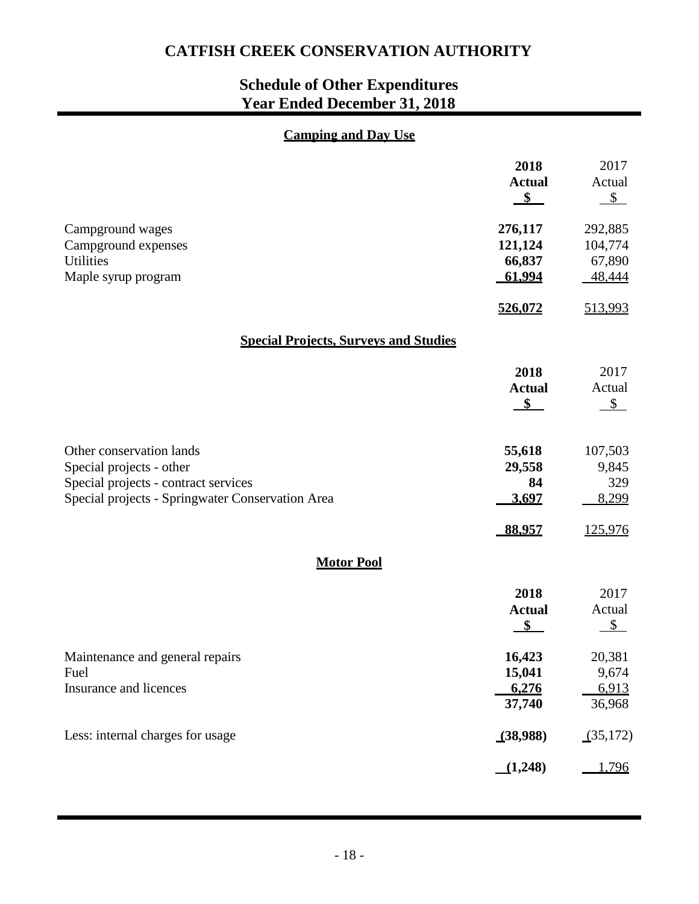# CATFISH CREEK CONSERVATION AUTHORITY

## Schedule of Other Expenditures
## Year Ended December 31, 2018

### Camping and Day Use

| | 2018 Actual $ | 2017 Actual $ |
|---|---|---|
| Campground wages | **276,117** | 292,885 |
| Campground expenses | **121,124** | 104,774 |
| Utilities | **66,837** | 67,890 |
| Maple syrup program | **61,994** | 48,444 |
| | **526,072** | 513,993 |

### Special Projects, Surveys and Studies

| | 2018 Actual $ | 2017 Actual $ |
|---|---|---|
| Other conservation lands | **55,618** | 107,503 |
| Special projects - other | **29,558** | 9,845 |
| Special projects - contract services | **84** | 329 |
| Special projects - Springwater Conservation Area | **3,697** | 8,299 |
| | **88,957** | 125,976 |

### Motor Pool

| | 2018 Actual $ | 2017 Actual $ |
|---|---|---|
| Maintenance and general repairs | **16,423** | 20,381 |
| Fuel | **15,041** | 9,674 |
| Insurance and licences | **6,276** | 6,913 |
| | **37,740** | 36,968 |
| Less: internal charges for usage | **(38,988)** | (35,172) |
| | **(1,248)** | 1,796 |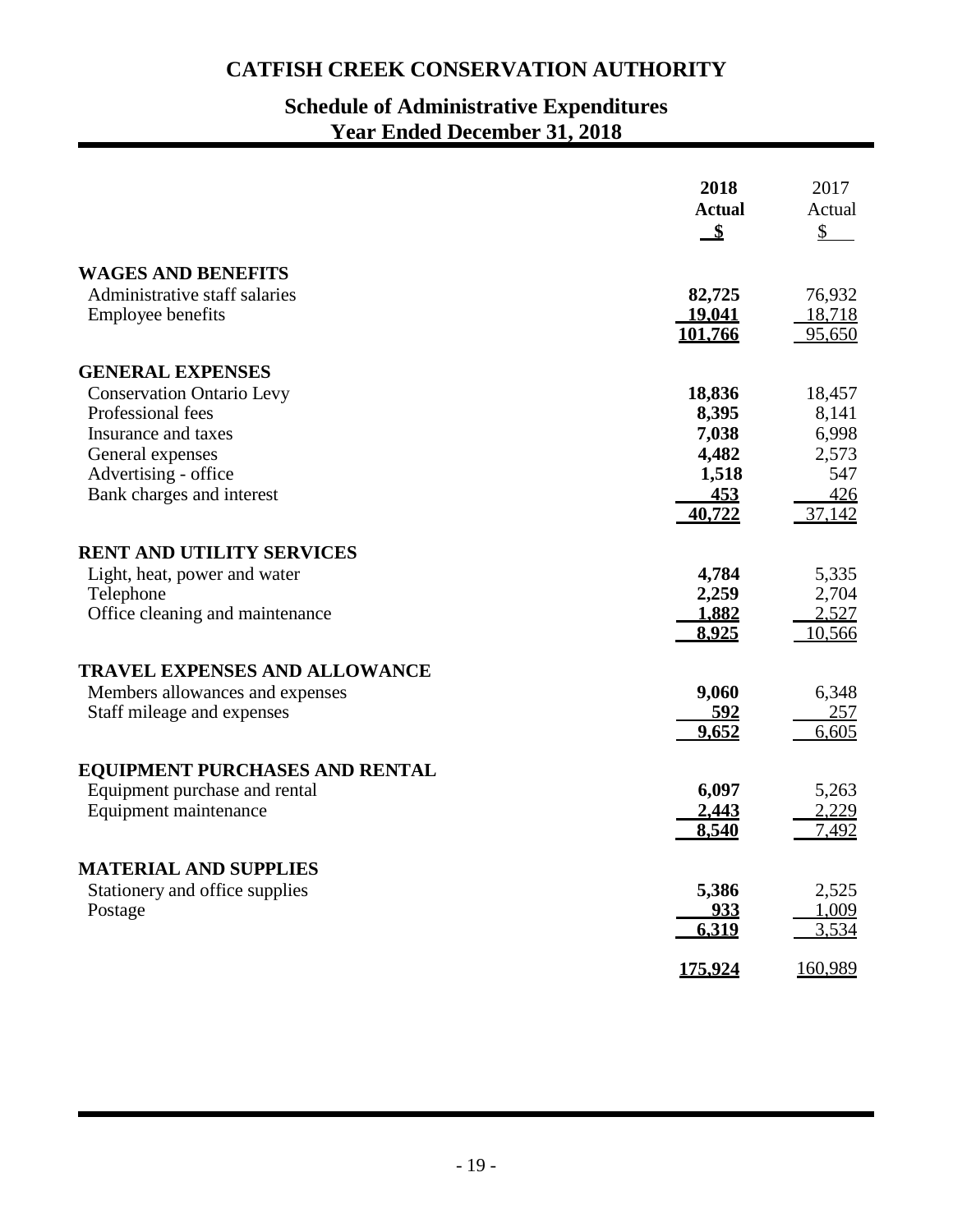# CATFISH CREEK CONSERVATION AUTHORITY

## Schedule of Administrative Expenditures
## Year Ended December 31, 2018

| | 2018 Actual $ | 2017 Actual $ |
|---|---|---|
| **WAGES AND BENEFITS** | | |
| Administrative staff salaries | **82,725** | 76,932 |
| Employee benefits | **19,041** | 18,718 |
| | **101,766** | 95,650 |
| **GENERAL EXPENSES** | | |
| Conservation Ontario Levy | **18,836** | 18,457 |
| Professional fees | **8,395** | 8,141 |
| Insurance and taxes | **7,038** | 6,998 |
| General expenses | **4,482** | 2,573 |
| Advertising - office | **1,518** | 547 |
| Bank charges and interest | **453** | 426 |
| | **40,722** | 37,142 |
| **RENT AND UTILITY SERVICES** | | |
| Light, heat, power and water | **4,784** | 5,335 |
| Telephone | **2,259** | 2,704 |
| Office cleaning and maintenance | **1,882** | 2,527 |
| | **8,925** | 10,566 |
| **TRAVEL EXPENSES AND ALLOWANCE** | | |
| Members allowances and expenses | **9,060** | 6,348 |
| Staff mileage and expenses | **592** | 257 |
| | **9,652** | 6,605 |
| **EQUIPMENT PURCHASES AND RENTAL** | | |
| Equipment purchase and rental | **6,097** | 5,263 |
| Equipment maintenance | **2,443** | 2,229 |
| | **8,540** | 7,492 |
| **MATERIAL AND SUPPLIES** | | |
| Stationery and office supplies | **5,386** | 2,525 |
| Postage | **933** | 1,009 |
| | **6,319** | 3,534 |
| | **175,924** | 160,989 |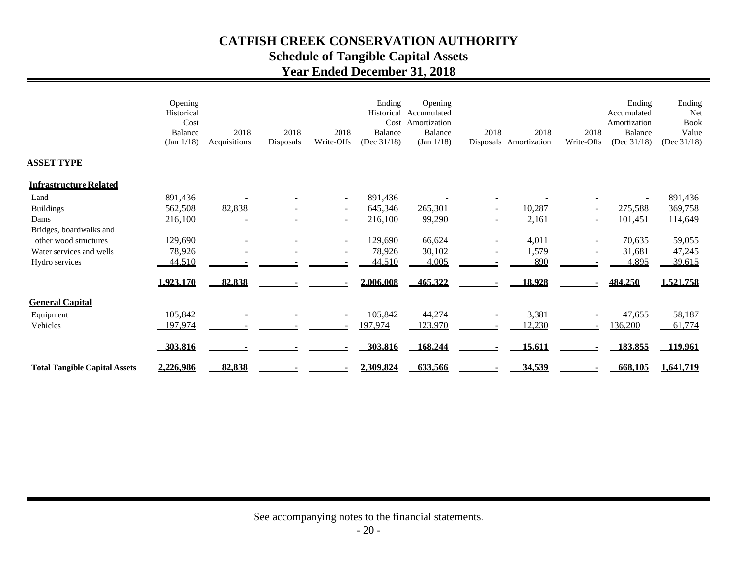# CATFISH CREEK CONSERVATION AUTHORITY
## Schedule of Tangible Capital Assets
## Year Ended December 31, 2018

| | Opening Historical Cost Balance (Jan 1/18) | 2018 Acquisitions | 2018 Disposals | 2018 Write-Offs | Ending Historical Cost Balance (Dec 31/18) | Opening Accumulated Amortization Balance (Jan 1/18) | 2018 Disposals | 2018 Amortization | 2018 Write-Offs | Ending Accumulated Amortization Balance (Dec 31/18) | Ending Net Book Value (Dec 31/18) |
|---|---|---|---|---|---|---|---|---|---|---|---|
| **ASSET TYPE** | | | | | | | | | | | |
| **Infrastructure Related** | | | | | | | | | | | |
| Land | 891,436 | - | - | - | 891,436 | - | - | - | - | - | 891,436 |
| Buildings | 562,508 | 82,838 | - | - | 645,346 | 265,301 | - | 10,287 | - | 275,588 | 369,758 |
| Dams | 216,100 | - | - | - | 216,100 | 99,290 | - | 2,161 | - | 101,451 | 114,649 |
| Bridges, boardwalks and other wood structures | 129,690 | - | - | - | 129,690 | 66,624 | - | 4,011 | - | 70,635 | 59,055 |
| Water services and wells | 78,926 | - | - | - | 78,926 | 30,102 | - | 1,579 | - | 31,681 | 47,245 |
| Hydro services | 44,510 | - | - | - | 44,510 | 4,005 | - | 890 | - | 4,895 | 39,615 |
| | **1,923,170** | **82,838** | **-** | **-** | **2,006,008** | **465,322** | **-** | **18,928** | **-** | **484,250** | **1,521,758** |
| **General Capital** | | | | | | | | | | | |
| Equipment | 105,842 | - | - | - | 105,842 | 44,274 | - | 3,381 | - | 47,655 | 58,187 |
| Vehicles | 197,974 | - | - | - | 197,974 | 123,970 | - | 12,230 | - | 136,200 | 61,774 |
| | **303,816** | **-** | **-** | **-** | **303,816** | **168,244** | **-** | **15,611** | **-** | **183,855** | **119,961** |
| **Total Tangible Capital Assets** | **2,226,986** | **82,838** | **-** | **-** | **2,309,824** | **633,566** | **-** | **34,539** | **-** | **668,105** | **1,641,719** |

See accompanying notes to the financial statements.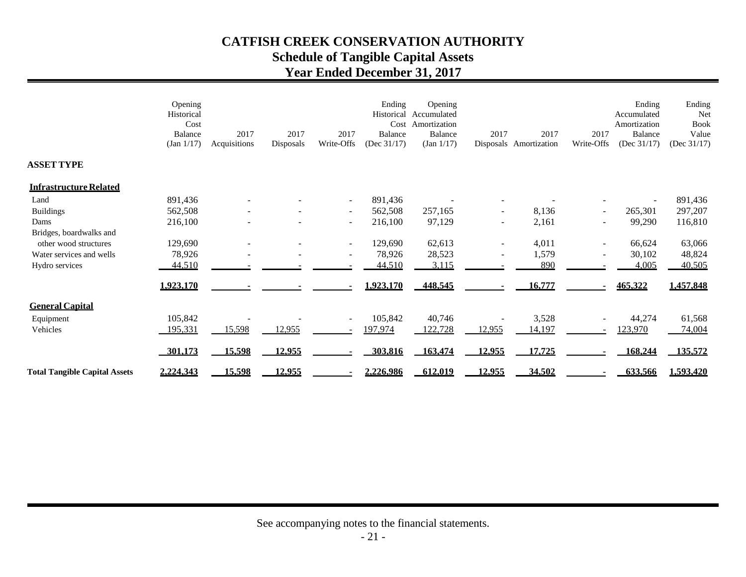# CATFISH CREEK CONSERVATION AUTHORITY
## Schedule of Tangible Capital Assets
## Year Ended December 31, 2017

| | Opening Historical Cost Balance (Jan 1/17) | 2017 Acquisitions | 2017 Disposals | 2017 Write-Offs | Ending Historical Cost Balance (Dec 31/17) | Opening Accumulated Amortization Balance (Jan 1/17) | 2017 Disposals | 2017 Amortization | 2017 Write-Offs | Ending Accumulated Amortization Balance (Dec 31/17) | Ending Net Book Value (Dec 31/17) |
|---|---|---|---|---|---|---|---|---|---|---|---|
| **ASSET TYPE** | | | | | | | | | | | |
| **Infrastructure Related** | | | | | | | | | | | |
| Land | 891,436 | - | - | - | 891,436 | - | - | - | - | - | 891,436 |
| Buildings | 562,508 | - | - | - | 562,508 | 257,165 | - | 8,136 | - | 265,301 | 297,207 |
| Dams | 216,100 | - | - | - | 216,100 | 97,129 | - | 2,161 | - | 99,290 | 116,810 |
| Bridges, boardwalks and other wood structures | 129,690 | - | - | - | 129,690 | 62,613 | - | 4,011 | - | 66,624 | 63,066 |
| Water services and wells | 78,926 | - | - | - | 78,926 | 28,523 | - | 1,579 | - | 30,102 | 48,824 |
| Hydro services | 44,510 | - | - | - | 44,510 | 3,115 | - | 890 | - | 4,005 | 40,505 |
| | **1,923,170** | **-** | **-** | **-** | **1,923,170** | **448,545** | **-** | **16,777** | **-** | **465,322** | **1,457,848** |
| **General Capital** | | | | | | | | | | | |
| Equipment | 105,842 | - | - | - | 105,842 | 40,746 | - | 3,528 | - | 44,274 | 61,568 |
| Vehicles | 195,331 | 15,598 | 12,955 | - | 197,974 | 122,728 | 12,955 | 14,197 | - | 123,970 | 74,004 |
| | **301,173** | **15,598** | **12,955** | **-** | **303,816** | **163,474** | **12,955** | **17,725** | **-** | **168,244** | **135,572** |
| **Total Tangible Capital Assets** | **2,224,343** | **15,598** | **12,955** | **-** | **2,226,986** | **612,019** | **12,955** | **34,502** | **-** | **633,566** | **1,593,420** |

See accompanying notes to the financial statements.